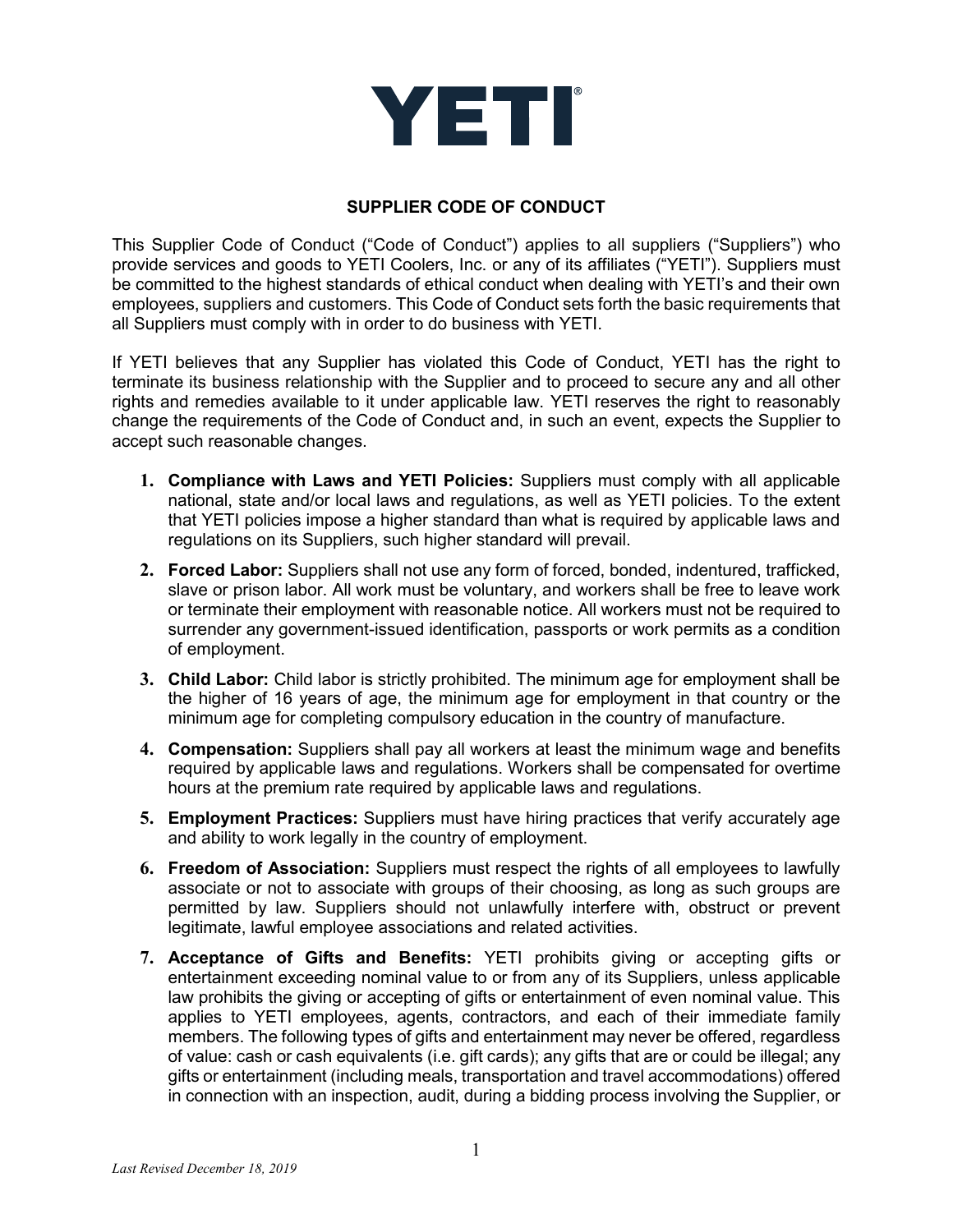# YETI®

## SUPPLIER CODE OF CONDUCT

This Supplier Code of Conduct ("Code of Conduct") applies to all suppliers ("Suppliers") who provide services and goods to YETI Coolers, Inc. or any of its affiliates ("YETI"). Suppliers must be committed to the highest standards of ethical conduct when dealing with YETI's and their own employees, suppliers and customers. This Code of Conduct sets forth the basic requirements that all Suppliers must comply with in order to do business with YETI.

If YETI believes that any Supplier has violated this Code of Conduct, YETI has the right to terminate its business relationship with the Supplier and to proceed to secure any and all other rights and remedies available to it under applicable law. YETI reserves the right to reasonably change the requirements of the Code of Conduct and, in such an event, expects the Supplier to accept such reasonable changes.

1. **Compliance with Laws and YETI Policies:** Suppliers must comply with all applicable national, state and/or local laws and regulations, as well as YETI policies. To the extent that YETI policies impose a higher standard than what is required by applicable laws and regulations on its Suppliers, such higher standard will prevail.
2. **Forced Labor:** Suppliers shall not use any form of forced, bonded, indentured, trafficked, slave or prison labor. All work must be voluntary, and workers shall be free to leave work or terminate their employment with reasonable notice. All workers must not be required to surrender any government-issued identification, passports or work permits as a condition of employment.
3. **Child Labor:** Child labor is strictly prohibited. The minimum age for employment shall be the higher of 16 years of age, the minimum age for employment in that country or the minimum age for completing compulsory education in the country of manufacture.
4. **Compensation:** Suppliers shall pay all workers at least the minimum wage and benefits required by applicable laws and regulations. Workers shall be compensated for overtime hours at the premium rate required by applicable laws and regulations.
5. **Employment Practices:** Suppliers must have hiring practices that verify accurately age and ability to work legally in the country of employment.
6. **Freedom of Association:** Suppliers must respect the rights of all employees to lawfully associate or not to associate with groups of their choosing, as long as such groups are permitted by law. Suppliers should not unlawfully interfere with, obstruct or prevent legitimate, lawful employee associations and related activities.
7. **Acceptance of Gifts and Benefits:** YETI prohibits giving or accepting gifts or entertainment exceeding nominal value to or from any of its Suppliers, unless applicable law prohibits the giving or accepting of gifts or entertainment of even nominal value. This applies to YETI employees, agents, contractors, and each of their immediate family members. The following types of gifts and entertainment may never be offered, regardless of value: cash or cash equivalents (i.e. gift cards); any gifts that are or could be illegal; any gifts or entertainment (including meals, transportation and travel accommodations) offered in connection with an inspection, audit, during a bidding process involving the Supplier, or

*Last Revised December 18, 2019*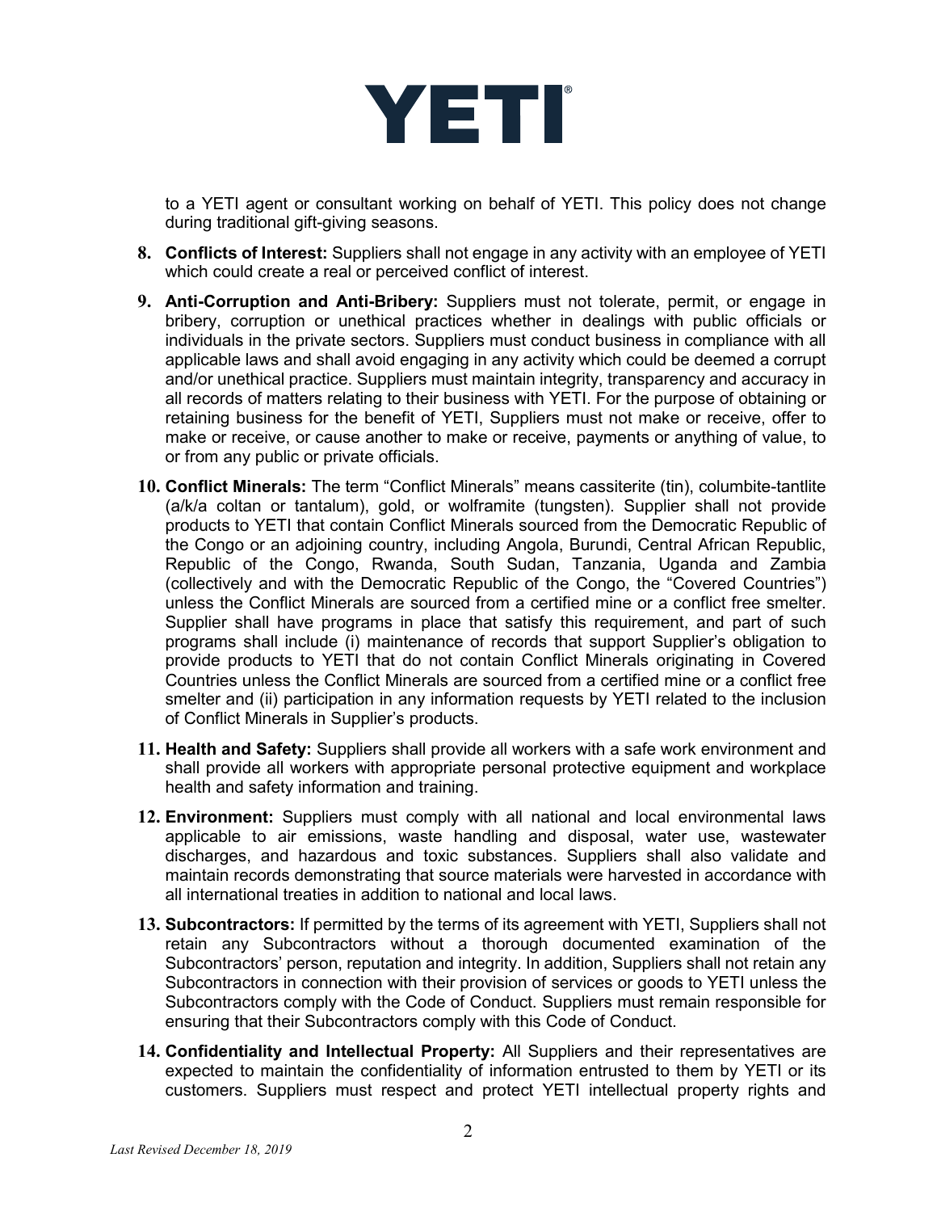to a YETI agent or consultant working on behalf of YETI. This policy does not change during traditional gift-giving seasons.

8. **Conflicts of Interest:** Suppliers shall not engage in any activity with an employee of YETI which could create a real or perceived conflict of interest.

9. **Anti-Corruption and Anti-Bribery:** Suppliers must not tolerate, permit, or engage in bribery, corruption or unethical practices whether in dealings with public officials or individuals in the private sectors. Suppliers must conduct business in compliance with all applicable laws and shall avoid engaging in any activity which could be deemed a corrupt and/or unethical practice. Suppliers must maintain integrity, transparency and accuracy in all records of matters relating to their business with YETI. For the purpose of obtaining or retaining business for the benefit of YETI, Suppliers must not make or receive, offer to make or receive, or cause another to make or receive, payments or anything of value, to or from any public or private officials.

10. **Conflict Minerals:** The term "Conflict Minerals" means cassiterite (tin), columbite-tantlite (a/k/a coltan or tantalum), gold, or wolframite (tungsten). Supplier shall not provide products to YETI that contain Conflict Minerals sourced from the Democratic Republic of the Congo or an adjoining country, including Angola, Burundi, Central African Republic, Republic of the Congo, Rwanda, South Sudan, Tanzania, Uganda and Zambia (collectively and with the Democratic Republic of the Congo, the "Covered Countries") unless the Conflict Minerals are sourced from a certified mine or a conflict free smelter. Supplier shall have programs in place that satisfy this requirement, and part of such programs shall include (i) maintenance of records that support Supplier's obligation to provide products to YETI that do not contain Conflict Minerals originating in Covered Countries unless the Conflict Minerals are sourced from a certified mine or a conflict free smelter and (ii) participation in any information requests by YETI related to the inclusion of Conflict Minerals in Supplier's products.

11. **Health and Safety:** Suppliers shall provide all workers with a safe work environment and shall provide all workers with appropriate personal protective equipment and workplace health and safety information and training.

12. **Environment:** Suppliers must comply with all national and local environmental laws applicable to air emissions, waste handling and disposal, water use, wastewater discharges, and hazardous and toxic substances. Suppliers shall also validate and maintain records demonstrating that source materials were harvested in accordance with all international treaties in addition to national and local laws.

13. **Subcontractors:** If permitted by the terms of its agreement with YETI, Suppliers shall not retain any Subcontractors without a thorough documented examination of the Subcontractors' person, reputation and integrity. In addition, Suppliers shall not retain any Subcontractors in connection with their provision of services or goods to YETI unless the Subcontractors comply with the Code of Conduct. Suppliers must remain responsible for ensuring that their Subcontractors comply with this Code of Conduct.

14. **Confidentiality and Intellectual Property:** All Suppliers and their representatives are expected to maintain the confidentiality of information entrusted to them by YETI or its customers. Suppliers must respect and protect YETI intellectual property rights and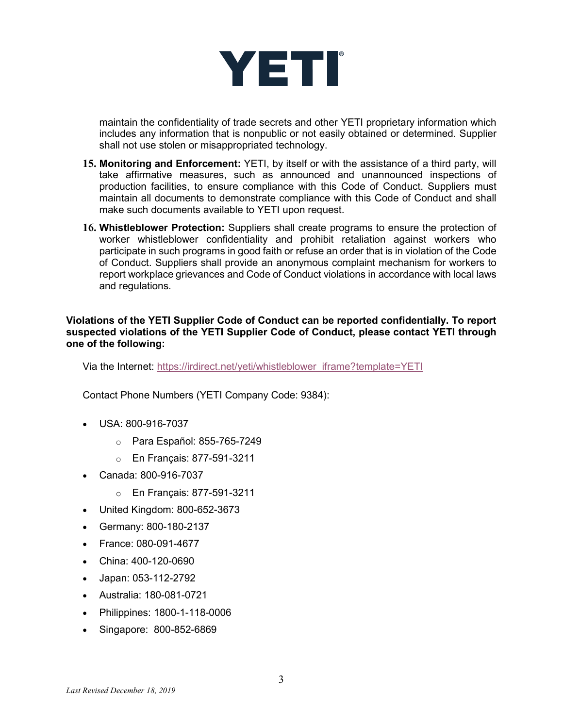maintain the confidentiality of trade secrets and other YETI proprietary information which includes any information that is nonpublic or not easily obtained or determined. Supplier shall not use stolen or misappropriated technology.

15. **Monitoring and Enforcement:** YETI, by itself or with the assistance of a third party, will take affirmative measures, such as announced and unannounced inspections of production facilities, to ensure compliance with this Code of Conduct. Suppliers must maintain all documents to demonstrate compliance with this Code of Conduct and shall make such documents available to YETI upon request.

16. **Whistleblower Protection:** Suppliers shall create programs to ensure the protection of worker whistleblower confidentiality and prohibit retaliation against workers who participate in such programs in good faith or refuse an order that is in violation of the Code of Conduct. Suppliers shall provide an anonymous complaint mechanism for workers to report workplace grievances and Code of Conduct violations in accordance with local laws and regulations.

**Violations of the YETI Supplier Code of Conduct can be reported confidentially. To report suspected violations of the YETI Supplier Code of Conduct, please contact YETI through one of the following:**

Via the Internet: https://irdirect.net/yeti/whistleblower_iframe?template=YETI

Contact Phone Numbers (YETI Company Code: 9384):

- USA: 800-916-7037
  - Para Español: 855-765-7249
  - En Français: 877-591-3211
- Canada: 800-916-7037
  - En Français: 877-591-3211
- United Kingdom: 800-652-3673
- Germany: 800-180-2137
- France: 080-091-4677
- China: 400-120-0690
- Japan: 053-112-2792
- Australia: 180-081-0721
- Philippines: 1800-1-118-0006
- Singapore: 800-852-6869

*Last Revised December 18, 2019*